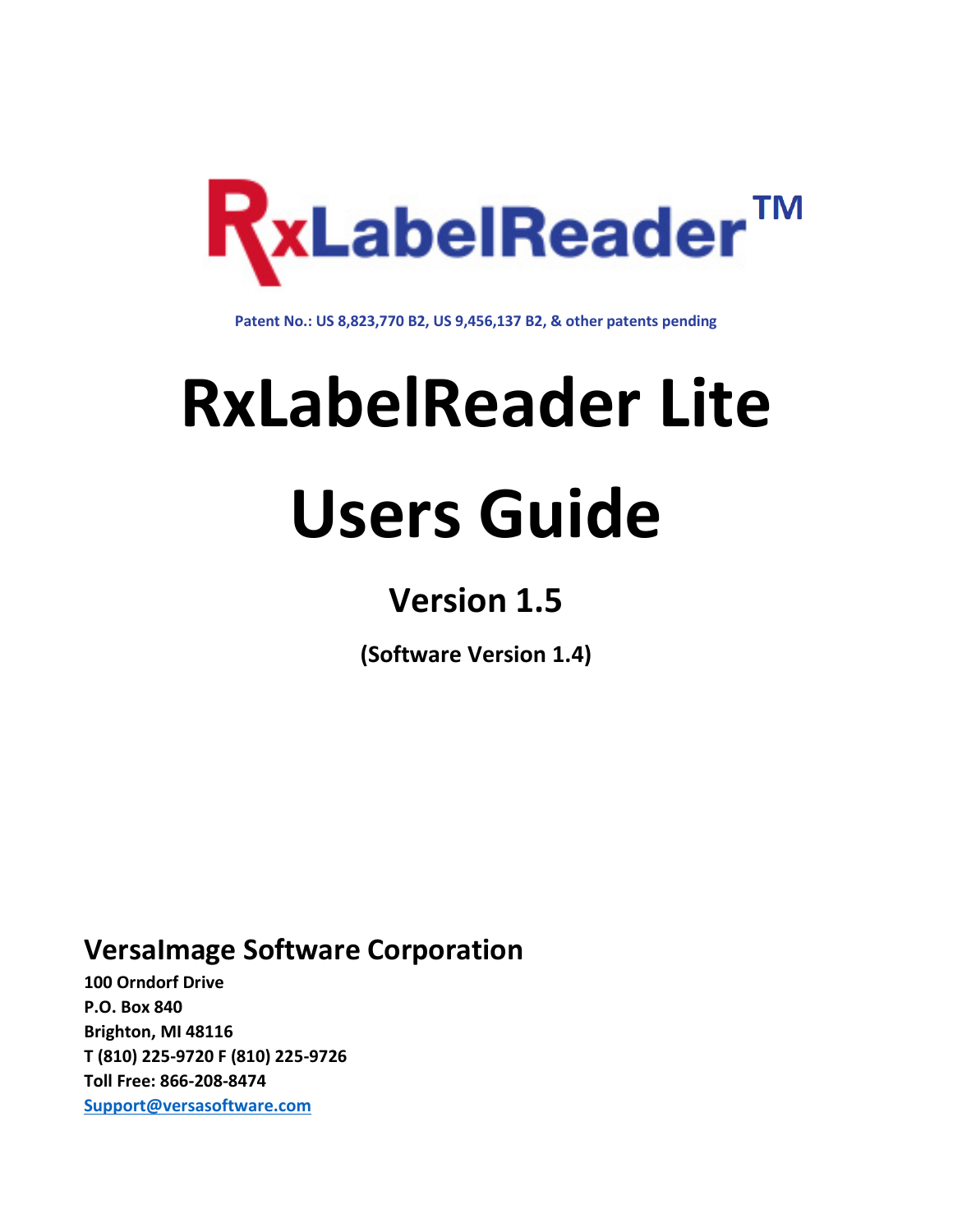RxLabelReader™

Patent No.: US 8,823,770 B2, US 9,456,137 B2, & other patents pending

# RxLabelReader Lite

# Users Guide

## Version 1.5

**(Software Version 1.4)**

### VersaImage Software Corporation

**100 Orndorf Drive**
**P.O. Box 840**
**Brighton, MI 48116**
**T (810) 225-9720 F (810) 225-9726**
**Toll Free: 866-208-8474**
**Support@versasoftware.com**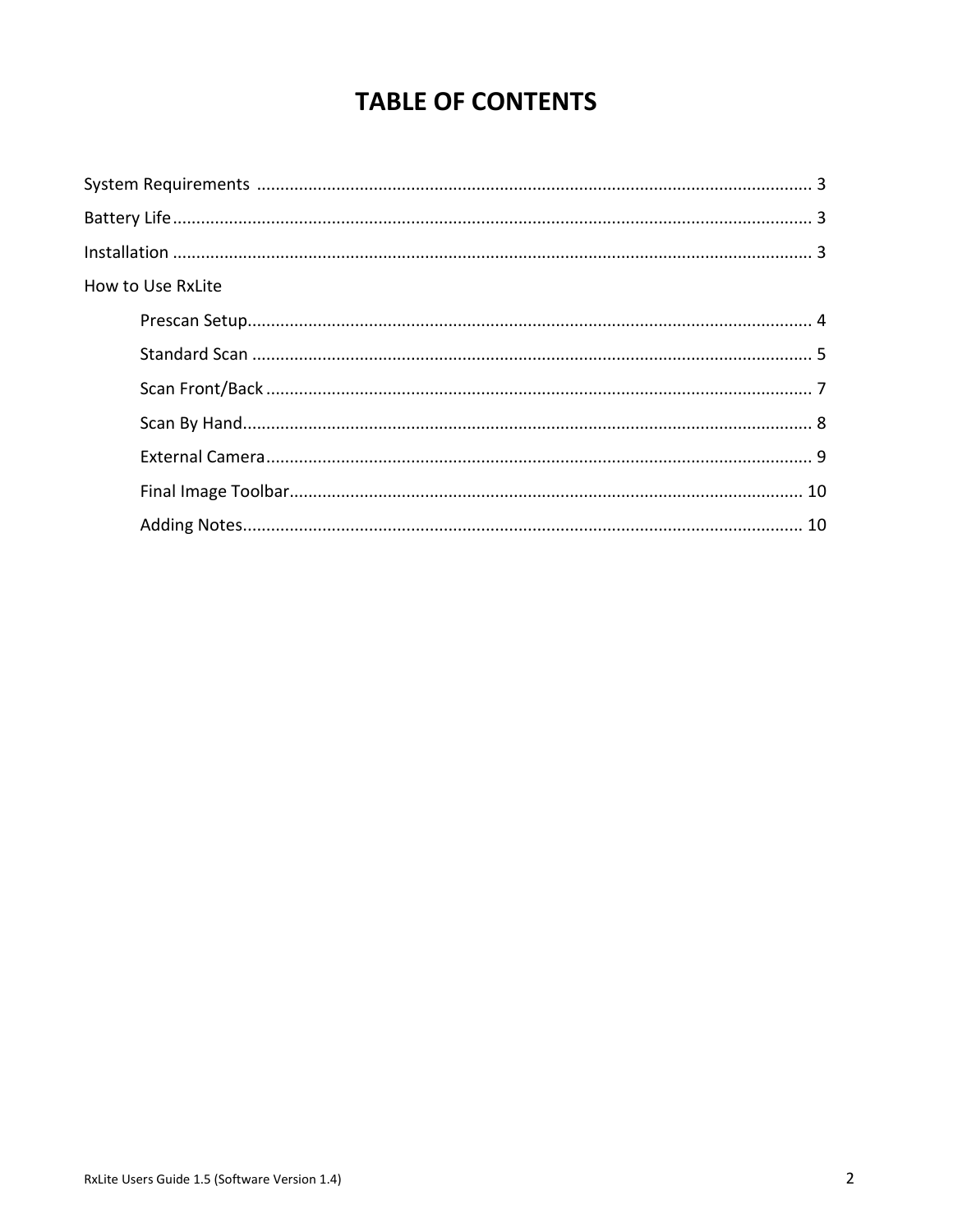# TABLE OF CONTENTS

System Requirements ........................................................................................................ 3

Battery Life........................................................................................................................ 3

Installation ........................................................................................................................ 3

How to Use RxLite

- Prescan Setup.......................................................................................................... 4
- Standard Scan .......................................................................................................... 5
- Scan Front/Back ....................................................................................................... 7
- Scan By Hand............................................................................................................ 8
- External Camera....................................................................................................... 9
- Final Image Toolbar.................................................................................................. 10
- Adding Notes............................................................................................................ 10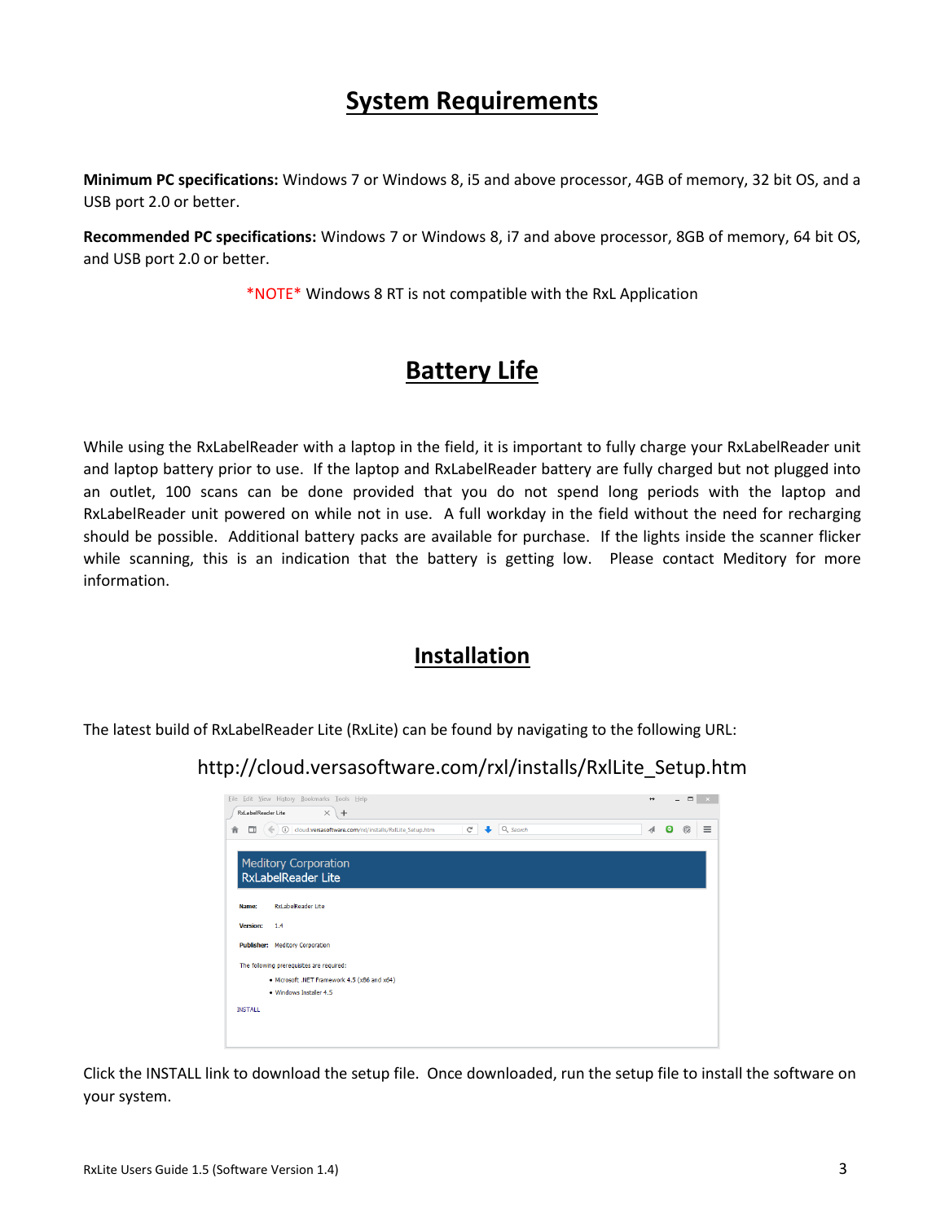## System Requirements

**Minimum PC specifications:** Windows 7 or Windows 8, i5 and above processor, 4GB of memory, 32 bit OS, and a USB port 2.0 or better.

**Recommended PC specifications:** Windows 7 or Windows 8, i7 and above processor, 8GB of memory, 64 bit OS, and USB port 2.0 or better.

*NOTE* Windows 8 RT is not compatible with the RxL Application

## Battery Life

While using the RxLabelReader with a laptop in the field, it is important to fully charge your RxLabelReader unit and laptop battery prior to use. If the laptop and RxLabelReader battery are fully charged but not plugged into an outlet, 100 scans can be done provided that you do not spend long periods with the laptop and RxLabelReader unit powered on while not in use. A full workday in the field without the need for recharging should be possible. Additional battery packs are available for purchase. If the lights inside the scanner flicker while scanning, this is an indication that the battery is getting low. Please contact Meditory for more information.

## Installation

The latest build of RxLabelReader Lite (RxLite) can be found by navigating to the following URL:

http://cloud.versasoftware.com/rxl/installs/RxlLite_Setup.htm

Click the INSTALL link to download the setup file. Once downloaded, run the setup file to install the software on your system.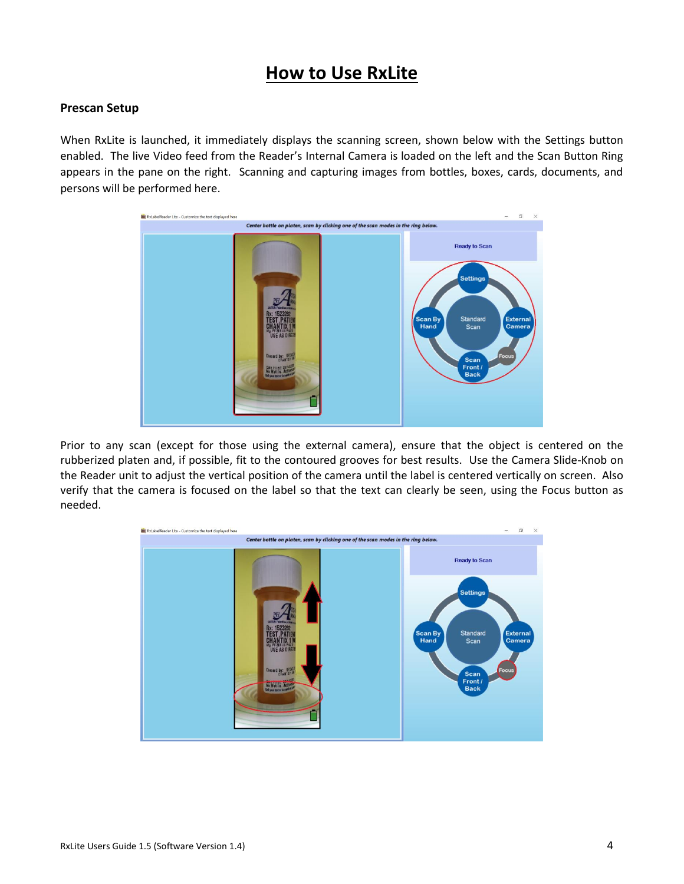# How to Use RxLite

### Prescan Setup

When RxLite is launched, it immediately displays the scanning screen, shown below with the Settings button enabled. The live Video feed from the Reader's Internal Camera is loaded on the left and the Scan Button Ring appears in the pane on the right. Scanning and capturing images from bottles, boxes, cards, documents, and persons will be performed here.

Prior to any scan (except for those using the external camera), ensure that the object is centered on the rubberized platen and, if possible, fit to the contoured grooves for best results. Use the Camera Slide-Knob on the Reader unit to adjust the vertical position of the camera until the label is centered vertically on screen. Also verify that the camera is focused on the label so that the text can clearly be seen, using the Focus button as needed.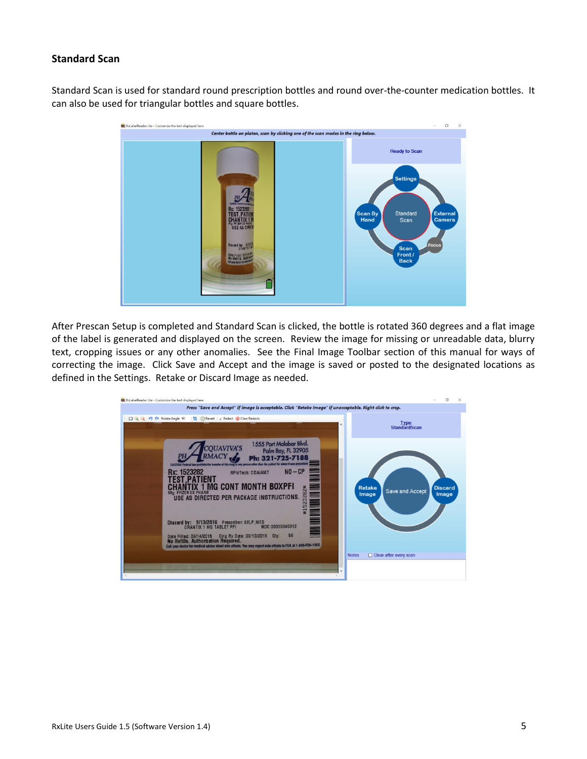### Standard Scan

Standard Scan is used for standard round prescription bottles and round over-the-counter medication bottles. It can also be used for triangular bottles and square bottles.

After Prescan Setup is completed and Standard Scan is clicked, the bottle is rotated 360 degrees and a flat image of the label is generated and displayed on the screen. Review the image for missing or unreadable data, blurry text, cropping issues or any other anomalies. See the Final Image Toolbar section of this manual for ways of correcting the image. Click Save and Accept and the image is saved or posted to the designated locations as defined in the Settings. Retake or Discard Image as needed.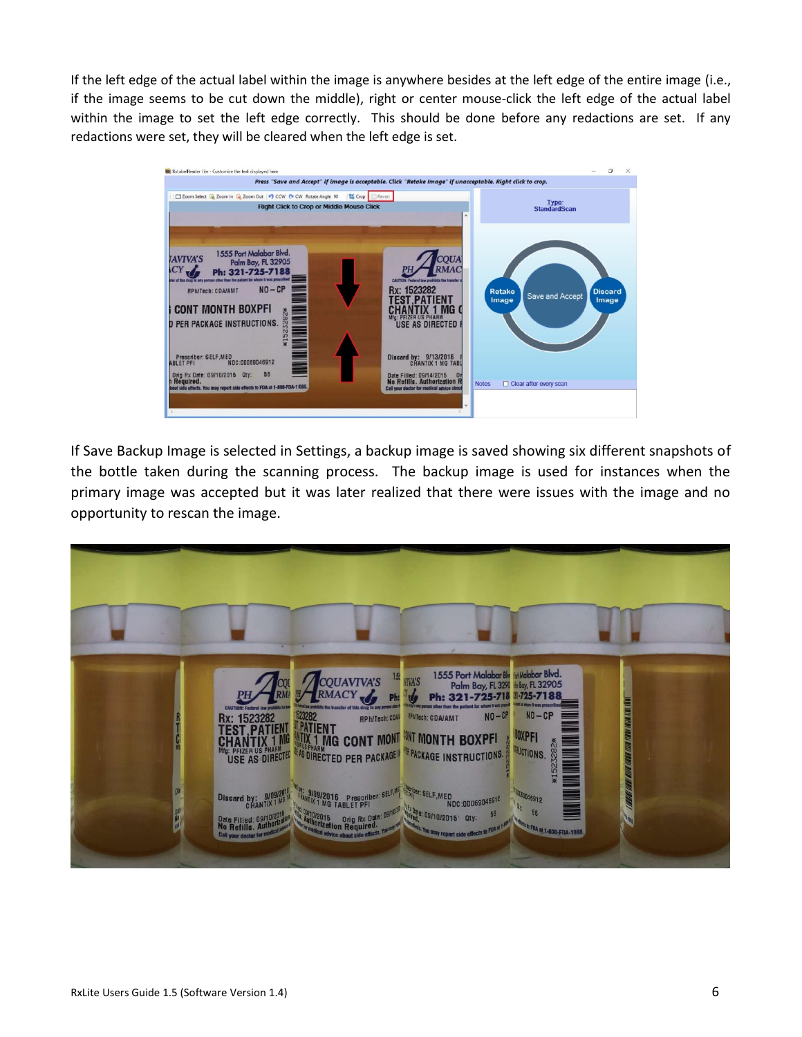If the left edge of the actual label within the image is anywhere besides at the left edge of the entire image (i.e., if the image seems to be cut down the middle), right or center mouse-click the left edge of the actual label within the image to set the left edge correctly. This should be done before any redactions are set. If any redactions were set, they will be cleared when the left edge is set.

If Save Backup Image is selected in Settings, a backup image is saved showing six different snapshots of the bottle taken during the scanning process. The backup image is used for instances when the primary image was accepted but it was later realized that there were issues with the image and no opportunity to rescan the image.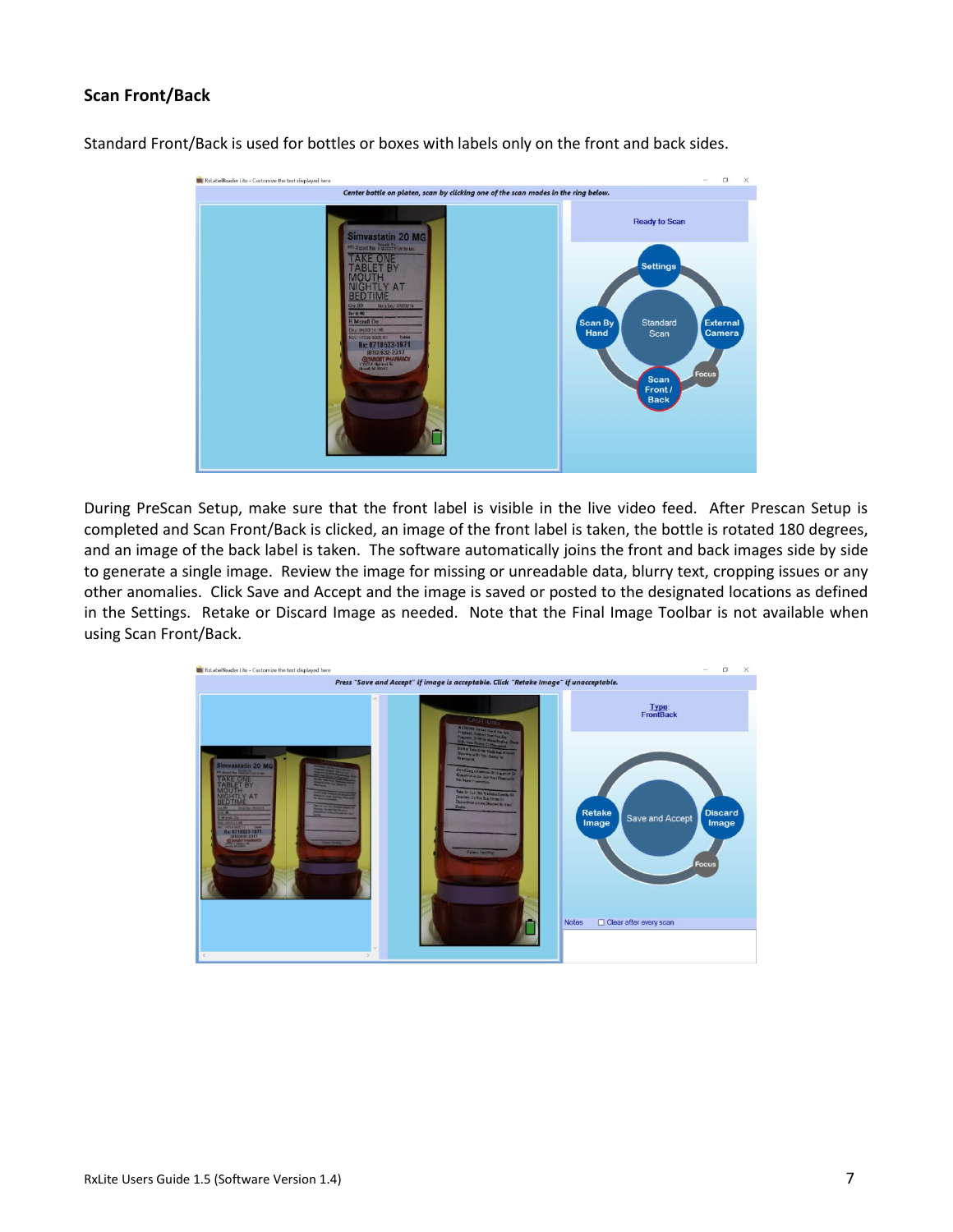### Scan Front/Back

Standard Front/Back is used for bottles or boxes with labels only on the front and back sides.

During PreScan Setup, make sure that the front label is visible in the live video feed. After Prescan Setup is completed and Scan Front/Back is clicked, an image of the front label is taken, the bottle is rotated 180 degrees, and an image of the back label is taken. The software automatically joins the front and back images side by side to generate a single image. Review the image for missing or unreadable data, blurry text, cropping issues or any other anomalies. Click Save and Accept and the image is saved or posted to the designated locations as defined in the Settings. Retake or Discard Image as needed. Note that the Final Image Toolbar is not available when using Scan Front/Back.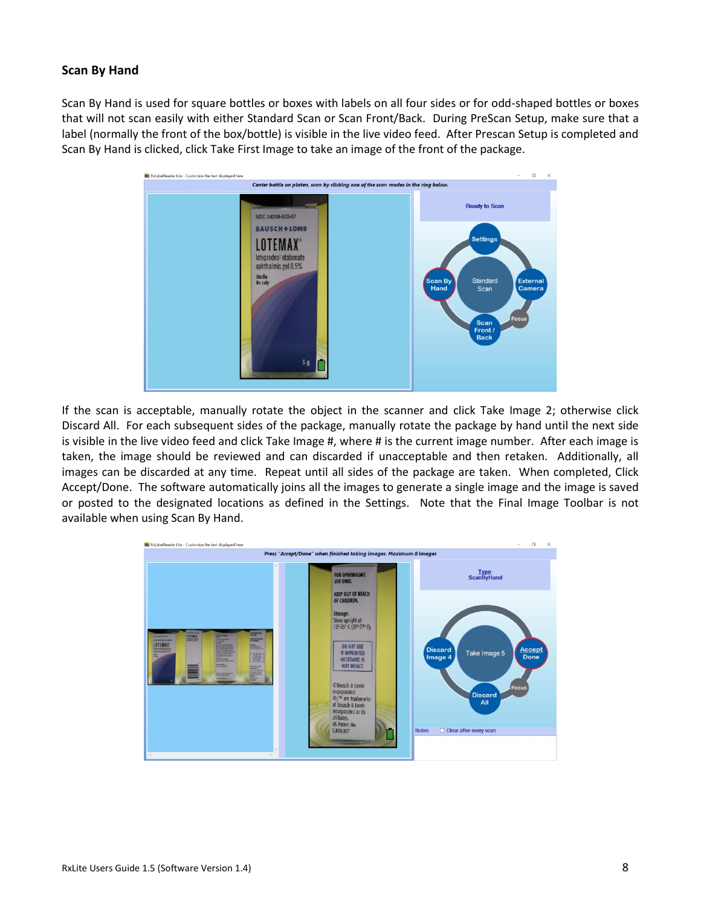### Scan By Hand

Scan By Hand is used for square bottles or boxes with labels on all four sides or for odd-shaped bottles or boxes that will not scan easily with either Standard Scan or Scan Front/Back. During PreScan Setup, make sure that a label (normally the front of the box/bottle) is visible in the live video feed. After Prescan Setup is completed and Scan By Hand is clicked, click Take First Image to take an image of the front of the package.

If the scan is acceptable, manually rotate the object in the scanner and click Take Image 2; otherwise click Discard All. For each subsequent sides of the package, manually rotate the package by hand until the next side is visible in the live video feed and click Take Image #, where # is the current image number. After each image is taken, the image should be reviewed and can discarded if unacceptable and then retaken. Additionally, all images can be discarded at any time. Repeat until all sides of the package are taken. When completed, Click Accept/Done. The software automatically joins all the images to generate a single image and the image is saved or posted to the designated locations as defined in the Settings. Note that the Final Image Toolbar is not available when using Scan By Hand.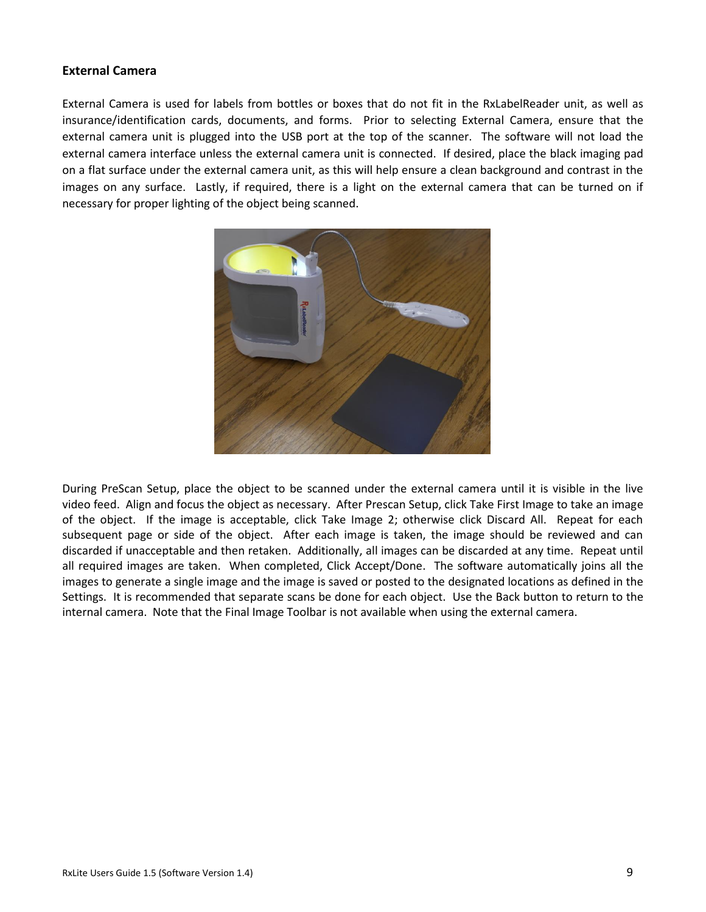### External Camera

External Camera is used for labels from bottles or boxes that do not fit in the RxLabelReader unit, as well as insurance/identification cards, documents, and forms. Prior to selecting External Camera, ensure that the external camera unit is plugged into the USB port at the top of the scanner. The software will not load the external camera interface unless the external camera unit is connected. If desired, place the black imaging pad on a flat surface under the external camera unit, as this will help ensure a clean background and contrast in the images on any surface. Lastly, if required, there is a light on the external camera that can be turned on if necessary for proper lighting of the object being scanned.

During PreScan Setup, place the object to be scanned under the external camera until it is visible in the live video feed. Align and focus the object as necessary. After Prescan Setup, click Take First Image to take an image of the object. If the image is acceptable, click Take Image 2; otherwise click Discard All. Repeat for each subsequent page or side of the object. After each image is taken, the image should be reviewed and can discarded if unacceptable and then retaken. Additionally, all images can be discarded at any time. Repeat until all required images are taken. When completed, Click Accept/Done. The software automatically joins all the images to generate a single image and the image is saved or posted to the designated locations as defined in the Settings. It is recommended that separate scans be done for each object. Use the Back button to return to the internal camera. Note that the Final Image Toolbar is not available when using the external camera.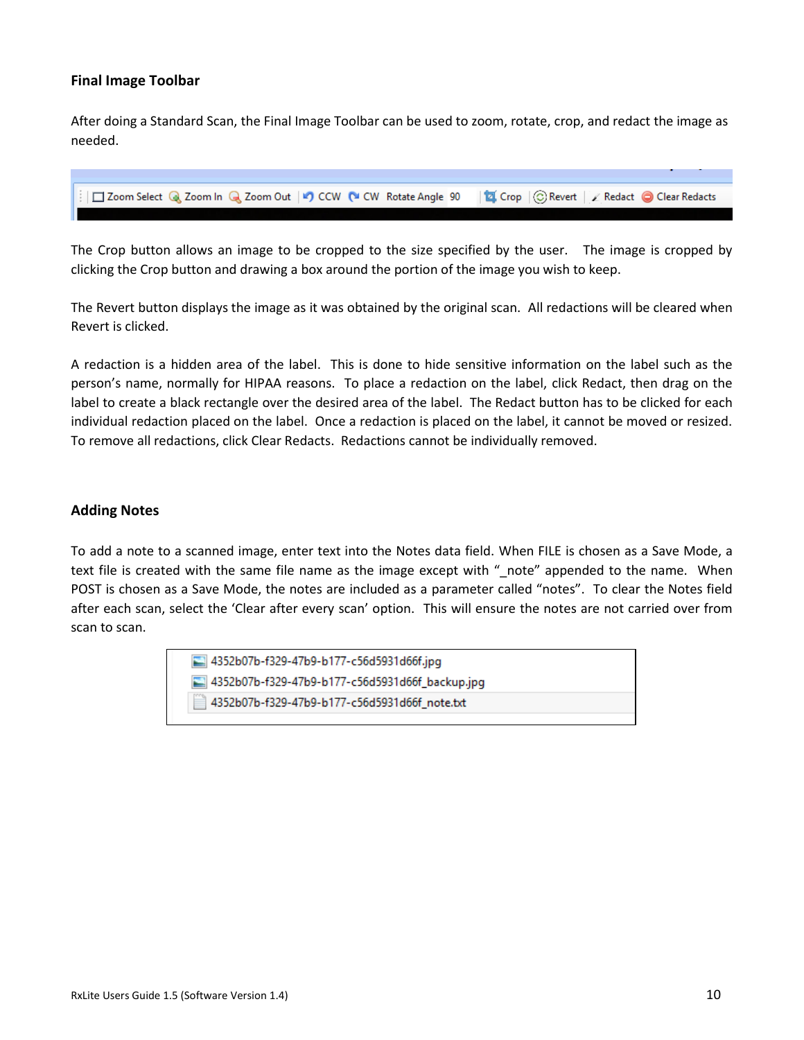### Final Image Toolbar

After doing a Standard Scan, the Final Image Toolbar can be used to zoom, rotate, crop, and redact the image as needed.

Zoom Select | Zoom In | Zoom Out | CCW | CW | Rotate Angle 90 | Crop | Revert | Redact | Clear Redacts

The Crop button allows an image to be cropped to the size specified by the user. The image is cropped by clicking the Crop button and drawing a box around the portion of the image you wish to keep.

The Revert button displays the image as it was obtained by the original scan. All redactions will be cleared when Revert is clicked.

A redaction is a hidden area of the label. This is done to hide sensitive information on the label such as the person's name, normally for HIPAA reasons. To place a redaction on the label, click Redact, then drag on the label to create a black rectangle over the desired area of the label. The Redact button has to be clicked for each individual redaction placed on the label. Once a redaction is placed on the label, it cannot be moved or resized. To remove all redactions, click Clear Redacts. Redactions cannot be individually removed.

### Adding Notes

To add a note to a scanned image, enter text into the Notes data field. When FILE is chosen as a Save Mode, a text file is created with the same file name as the image except with "_note" appended to the name. When POST is chosen as a Save Mode, the notes are included as a parameter called "notes". To clear the Notes field after each scan, select the 'Clear after every scan' option. This will ensure the notes are not carried over from scan to scan.

4352b07b-f329-47b9-b177-c56d5931d66f.jpg
4352b07b-f329-47b9-b177-c56d5931d66f_backup.jpg
4352b07b-f329-47b9-b177-c56d5931d66f_note.txt